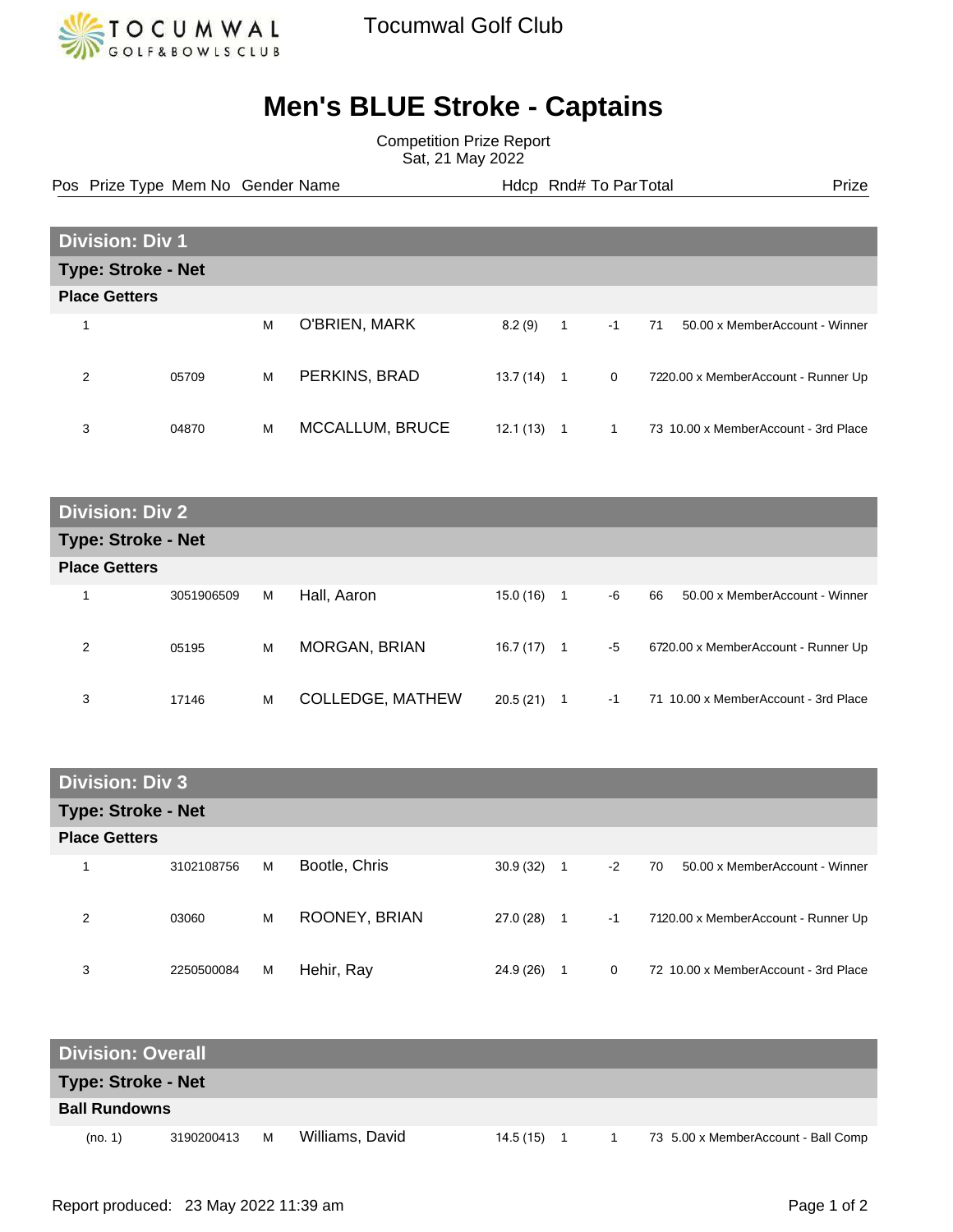Tocumwal Golf Club

# Men's BLUE Stroke - Captains

Competition Prize Report
Sat, 21 May 2022

## Division: Div 1

### Type: Stroke - Net

**Place Getters**

| Pos | Prize Type | Mem No | Gender | Name | Hdcp | Rnd# | To Par | Total | Prize |
|---|---|---|---|---|---|---|---|---|---|
| 1 | | | M | O'BRIEN, MARK | 8.2 (9) | 1 | -1 | 71 | 50.00 x MemberAccount - Winner |
| 2 | | 05709 | M | PERKINS, BRAD | 13.7 (14) | 1 | 0 | 72 | 20.00 x MemberAccount - Runner Up |
| 3 | | 04870 | M | MCCALLUM, BRUCE | 12.1 (13) | 1 | 1 | 73 | 10.00 x MemberAccount - 3rd Place |

## Division: Div 2

### Type: Stroke - Net

**Place Getters**

| Pos | Prize Type | Mem No | Gender | Name | Hdcp | Rnd# | To Par | Total | Prize |
|---|---|---|---|---|---|---|---|---|---|
| 1 | | 3051906509 | M | Hall, Aaron | 15.0 (16) | 1 | -6 | 66 | 50.00 x MemberAccount - Winner |
| 2 | | 05195 | M | MORGAN, BRIAN | 16.7 (17) | 1 | -5 | 67 | 20.00 x MemberAccount - Runner Up |
| 3 | | 17146 | M | COLLEDGE, MATHEW | 20.5 (21) | 1 | -1 | 71 | 10.00 x MemberAccount - 3rd Place |

## Division: Div 3

### Type: Stroke - Net

**Place Getters**

| Pos | Prize Type | Mem No | Gender | Name | Hdcp | Rnd# | To Par | Total | Prize |
|---|---|---|---|---|---|---|---|---|---|
| 1 | | 3102108756 | M | Bootle, Chris | 30.9 (32) | 1 | -2 | 70 | 50.00 x MemberAccount - Winner |
| 2 | | 03060 | M | ROONEY, BRIAN | 27.0 (28) | 1 | -1 | 71 | 20.00 x MemberAccount - Runner Up |
| 3 | | 2250500084 | M | Hehir, Ray | 24.9 (26) | 1 | 0 | 72 | 10.00 x MemberAccount - 3rd Place |

## Division: Overall

### Type: Stroke - Net

**Ball Rundowns**

| Pos | Prize Type | Mem No | Gender | Name | Hdcp | Rnd# | To Par | Total | Prize |
|---|---|---|---|---|---|---|---|---|---|
| (no. 1) | | 3190200413 | M | Williams, David | 14.5 (15) | 1 | 1 | 73 | 5.00 x MemberAccount - Ball Comp |

Report produced: 23 May 2022 11:39 am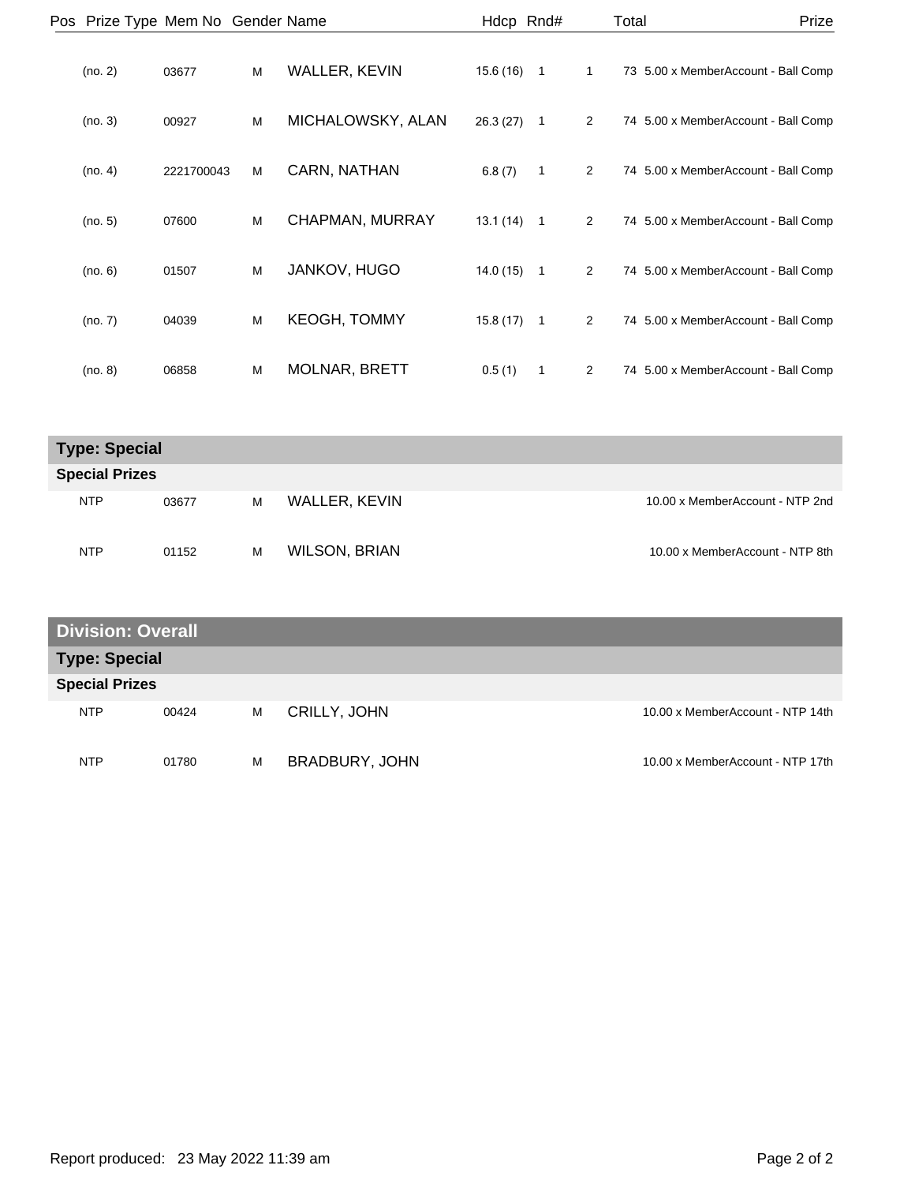| Pos | Prize Type | Mem No | Gender | Name | Hdcp | Rnd# | | Total | Prize |
|---|---|---|---|---|---|---|---|---|---|
| | (no. 2) | 03677 | M | WALLER, KEVIN | 15.6 (16) | 1 | 1 | 73 | 5.00 x MemberAccount - Ball Comp |
| | (no. 3) | 00927 | M | MICHALOWSKY, ALAN | 26.3 (27) | 1 | 2 | 74 | 5.00 x MemberAccount - Ball Comp |
| | (no. 4) | 2221700043 | M | CARN, NATHAN | 6.8 (7) | 1 | 2 | 74 | 5.00 x MemberAccount - Ball Comp |
| | (no. 5) | 07600 | M | CHAPMAN, MURRAY | 13.1 (14) | 1 | 2 | 74 | 5.00 x MemberAccount - Ball Comp |
| | (no. 6) | 01507 | M | JANKOV, HUGO | 14.0 (15) | 1 | 2 | 74 | 5.00 x MemberAccount - Ball Comp |
| | (no. 7) | 04039 | M | KEOGH, TOMMY | 15.8 (17) | 1 | 2 | 74 | 5.00 x MemberAccount - Ball Comp |
| | (no. 8) | 06858 | M | MOLNAR, BRETT | 0.5 (1) | 1 | 2 | 74 | 5.00 x MemberAccount - Ball Comp |

## Type: Special

### Special Prizes

| | | | | |
|---|---|---|---|---|
| NTP | 03677 | M | WALLER, KEVIN | 10.00 x MemberAccount - NTP 2nd |
| NTP | 01152 | M | WILSON, BRIAN | 10.00 x MemberAccount - NTP 8th |

# Division: Overall

## Type: Special

### Special Prizes

| | | | | |
|---|---|---|---|---|
| NTP | 00424 | M | CRILLY, JOHN | 10.00 x MemberAccount - NTP 14th |
| NTP | 01780 | M | BRADBURY, JOHN | 10.00 x MemberAccount - NTP 17th |

Report produced: 23 May 2022 11:39 am